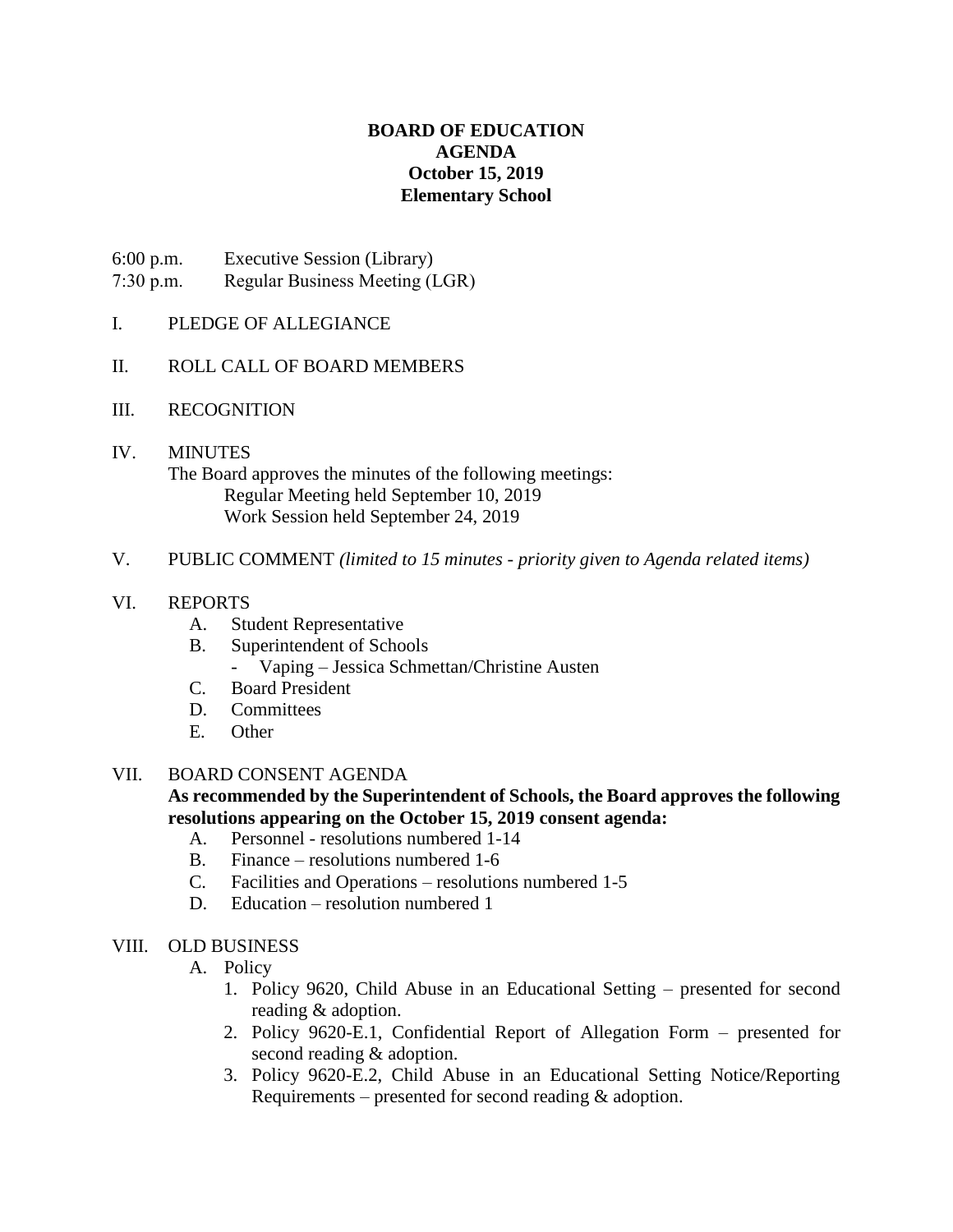**BOARD OF EDUCATION**
**AGENDA**
**October 15, 2019**
**Elementary School**

6:00 p.m. Executive Session (Library)
7:30 p.m. Regular Business Meeting (LGR)

I. PLEDGE OF ALLEGIANCE

II. ROLL CALL OF BOARD MEMBERS

III. RECOGNITION

IV. MINUTES

The Board approves the minutes of the following meetings:

Regular Meeting held September 10, 2019
Work Session held September 24, 2019

V. PUBLIC COMMENT *(limited to 15 minutes - priority given to Agenda related items)*

VI. REPORTS

A. Student Representative
B. Superintendent of Schools
   - Vaping – Jessica Schmettan/Christine Austen
C. Board President
D. Committees
E. Other

VII. BOARD CONSENT AGENDA

**As recommended by the Superintendent of Schools, the Board approves the following resolutions appearing on the October 15, 2019 consent agenda:**

A. Personnel - resolutions numbered 1-14
B. Finance – resolutions numbered 1-6
C. Facilities and Operations – resolutions numbered 1-5
D. Education – resolution numbered 1

VIII. OLD BUSINESS

A. Policy
   1. Policy 9620, Child Abuse in an Educational Setting – presented for second reading & adoption.
   2. Policy 9620-E.1, Confidential Report of Allegation Form – presented for second reading & adoption.
   3. Policy 9620-E.2, Child Abuse in an Educational Setting Notice/Reporting Requirements – presented for second reading & adoption.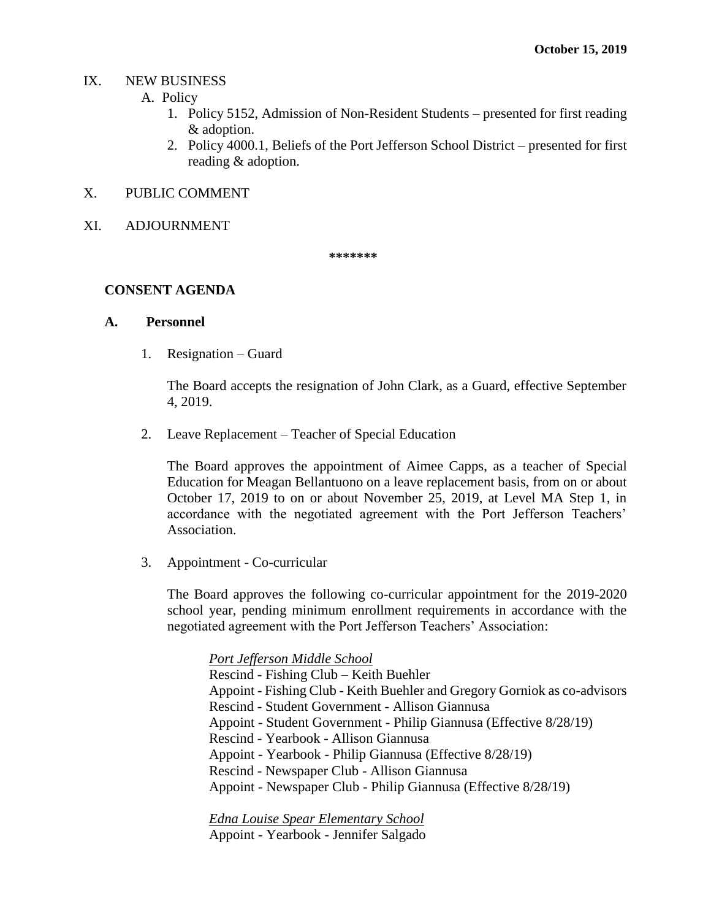IX. NEW BUSINESS

A. Policy

1. Policy 5152, Admission of Non-Resident Students – presented for first reading & adoption.
2. Policy 4000.1, Beliefs of the Port Jefferson School District – presented for first reading & adoption.

X. PUBLIC COMMENT

XI. ADJOURNMENT

*******

## CONSENT AGENDA

### A. Personnel

1. Resignation – Guard

   The Board accepts the resignation of John Clark, as a Guard, effective September 4, 2019.

2. Leave Replacement – Teacher of Special Education

   The Board approves the appointment of Aimee Capps, as a teacher of Special Education for Meagan Bellantuono on a leave replacement basis, from on or about October 17, 2019 to on or about November 25, 2019, at Level MA Step 1, in accordance with the negotiated agreement with the Port Jefferson Teachers' Association.

3. Appointment - Co-curricular

   The Board approves the following co-curricular appointment for the 2019-2020 school year, pending minimum enrollment requirements in accordance with the negotiated agreement with the Port Jefferson Teachers' Association:

   *Port Jefferson Middle School*
   Rescind - Fishing Club – Keith Buehler
   Appoint - Fishing Club - Keith Buehler and Gregory Gorniok as co-advisors
   Rescind - Student Government - Allison Giannusa
   Appoint - Student Government - Philip Giannusa (Effective 8/28/19)
   Rescind - Yearbook - Allison Giannusa
   Appoint - Yearbook - Philip Giannusa (Effective 8/28/19)
   Rescind - Newspaper Club - Allison Giannusa
   Appoint - Newspaper Club - Philip Giannusa (Effective 8/28/19)

   *Edna Louise Spear Elementary School*
   Appoint - Yearbook - Jennifer Salgado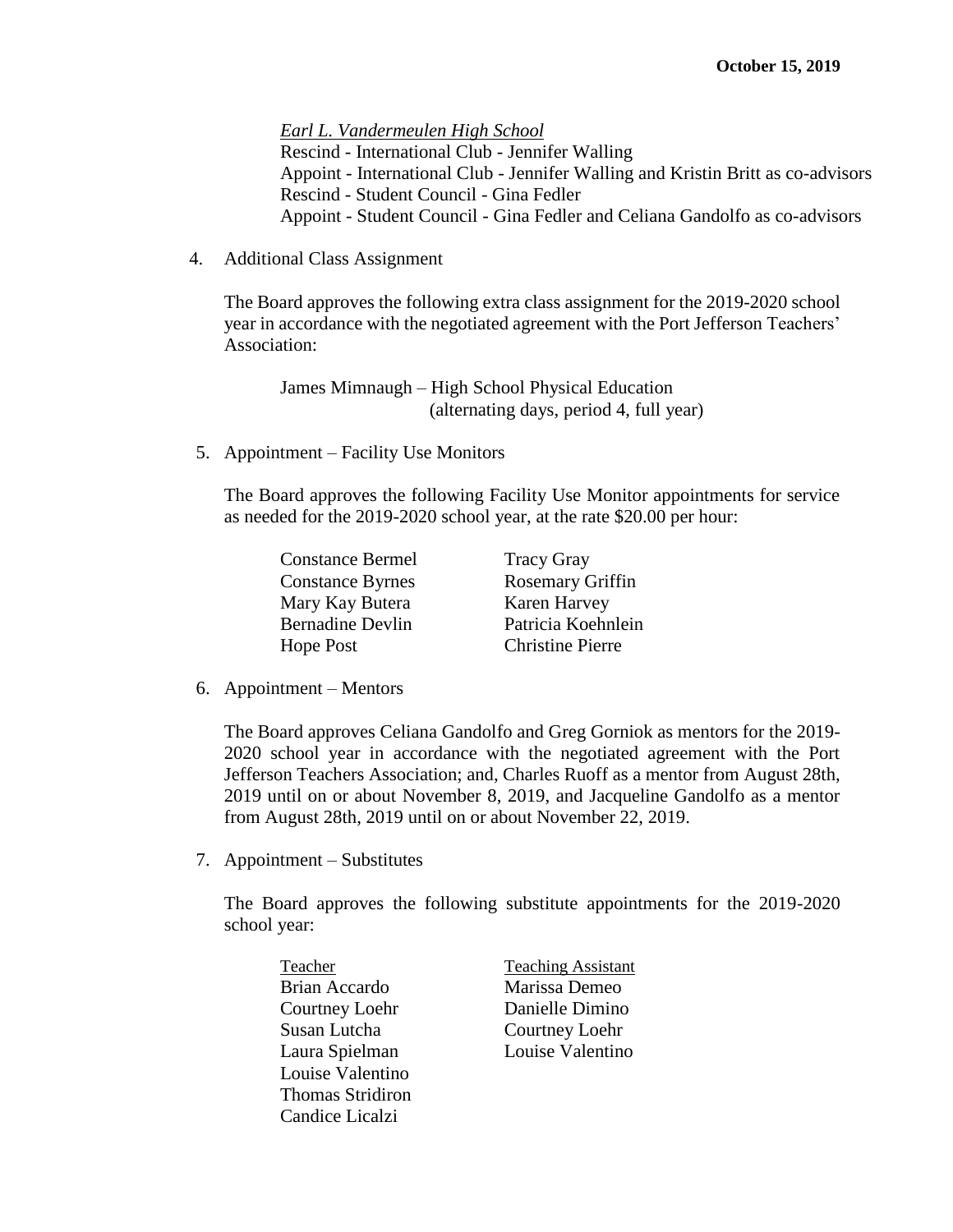*Earl L. Vandermeulen High School*
Rescind - International Club - Jennifer Walling
Appoint - International Club - Jennifer Walling and Kristin Britt as co-advisors
Rescind - Student Council - Gina Fedler
Appoint - Student Council - Gina Fedler and Celiana Gandolfo as co-advisors

4. Additional Class Assignment

   The Board approves the following extra class assignment for the 2019-2020 school year in accordance with the negotiated agreement with the Port Jefferson Teachers' Association:

   James Mimnaugh – High School Physical Education
   (alternating days, period 4, full year)

5. Appointment – Facility Use Monitors

   The Board approves the following Facility Use Monitor appointments for service as needed for the 2019-2020 school year, at the rate $20.00 per hour:

   | | |
   |---|---|
   | Constance Bermel | Tracy Gray |
   | Constance Byrnes | Rosemary Griffin |
   | Mary Kay Butera | Karen Harvey |
   | Bernadine Devlin | Patricia Koehnlein |
   | Hope Post | Christine Pierre |

6. Appointment – Mentors

   The Board approves Celiana Gandolfo and Greg Gorniok as mentors for the 2019-2020 school year in accordance with the negotiated agreement with the Port Jefferson Teachers Association; and, Charles Ruoff as a mentor from August 28th, 2019 until on or about November 8, 2019, and Jacqueline Gandolfo as a mentor from August 28th, 2019 until on or about November 22, 2019.

7. Appointment – Substitutes

   The Board approves the following substitute appointments for the 2019-2020 school year:

   | Teacher | Teaching Assistant |
   |---|---|
   | Brian Accardo | Marissa Demeo |
   | Courtney Loehr | Danielle Dimino |
   | Susan Lutcha | Courtney Loehr |
   | Laura Spielman | Louise Valentino |
   | Louise Valentino | |
   | Thomas Stridiron | |
   | Candice Licalzi | |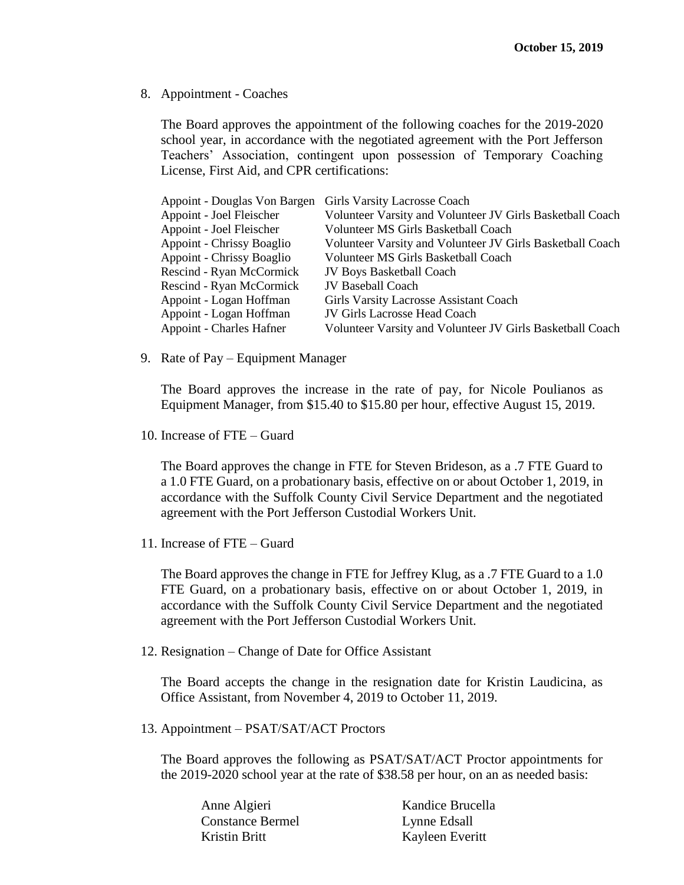8. Appointment - Coaches

   The Board approves the appointment of the following coaches for the 2019-2020 school year, in accordance with the negotiated agreement with the Port Jefferson Teachers' Association, contingent upon possession of Temporary Coaching License, First Aid, and CPR certifications:

| | |
|---|---|
| Appoint - Douglas Von Bargen | Girls Varsity Lacrosse Coach |
| Appoint - Joel Fleischer | Volunteer Varsity and Volunteer JV Girls Basketball Coach |
| Appoint - Joel Fleischer | Volunteer MS Girls Basketball Coach |
| Appoint - Chrissy Boaglio | Volunteer Varsity and Volunteer JV Girls Basketball Coach |
| Appoint - Chrissy Boaglio | Volunteer MS Girls Basketball Coach |
| Rescind - Ryan McCormick | JV Boys Basketball Coach |
| Rescind - Ryan McCormick | JV Baseball Coach |
| Appoint - Logan Hoffman | Girls Varsity Lacrosse Assistant Coach |
| Appoint - Logan Hoffman | JV Girls Lacrosse Head Coach |
| Appoint - Charles Hafner | Volunteer Varsity and Volunteer JV Girls Basketball Coach |

9. Rate of Pay – Equipment Manager

   The Board approves the increase in the rate of pay, for Nicole Poulianos as Equipment Manager, from $15.40 to $15.80 per hour, effective August 15, 2019.

10. Increase of FTE – Guard

    The Board approves the change in FTE for Steven Brideson, as a .7 FTE Guard to a 1.0 FTE Guard, on a probationary basis, effective on or about October 1, 2019, in accordance with the Suffolk County Civil Service Department and the negotiated agreement with the Port Jefferson Custodial Workers Unit.

11. Increase of FTE – Guard

    The Board approves the change in FTE for Jeffrey Klug, as a .7 FTE Guard to a 1.0 FTE Guard, on a probationary basis, effective on or about October 1, 2019, in accordance with the Suffolk County Civil Service Department and the negotiated agreement with the Port Jefferson Custodial Workers Unit.

12. Resignation – Change of Date for Office Assistant

    The Board accepts the change in the resignation date for Kristin Laudicina, as Office Assistant, from November 4, 2019 to October 11, 2019.

13. Appointment – PSAT/SAT/ACT Proctors

    The Board approves the following as PSAT/SAT/ACT Proctor appointments for the 2019-2020 school year at the rate of $38.58 per hour, on an as needed basis:

| | |
|---|---|
| Anne Algieri | Kandice Brucella |
| Constance Bermel | Lynne Edsall |
| Kristin Britt | Kayleen Everitt |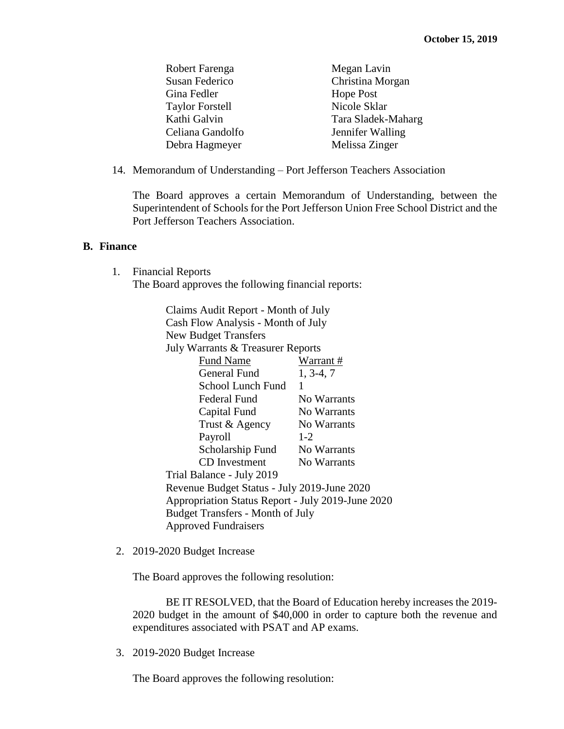| | |
|---|---|
| Robert Farenga | Megan Lavin |
| Susan Federico | Christina Morgan |
| Gina Fedler | Hope Post |
| Taylor Forstell | Nicole Sklar |
| Kathi Galvin | Tara Sladek-Maharg |
| Celiana Gandolfo | Jennifer Walling |
| Debra Hagmeyer | Melissa Zinger |

14. Memorandum of Understanding – Port Jefferson Teachers Association

    The Board approves a certain Memorandum of Understanding, between the Superintendent of Schools for the Port Jefferson Union Free School District and the Port Jefferson Teachers Association.

## B. Finance

1. Financial Reports
   The Board approves the following financial reports:

   Claims Audit Report - Month of July
   Cash Flow Analysis - Month of July
   New Budget Transfers
   July Warrants & Treasurer Reports

   | Fund Name | Warrant # |
   |---|---|
   | General Fund | 1, 3-4, 7 |
   | School Lunch Fund | 1 |
   | Federal Fund | No Warrants |
   | Capital Fund | No Warrants |
   | Trust & Agency | No Warrants |
   | Payroll | 1-2 |
   | Scholarship Fund | No Warrants |
   | CD Investment | No Warrants |

   Trial Balance - July 2019
   Revenue Budget Status - July 2019-June 2020
   Appropriation Status Report - July 2019-June 2020
   Budget Transfers - Month of July
   Approved Fundraisers

2. 2019-2020 Budget Increase

   The Board approves the following resolution:

   BE IT RESOLVED, that the Board of Education hereby increases the 2019-2020 budget in the amount of $40,000 in order to capture both the revenue and expenditures associated with PSAT and AP exams.

3. 2019-2020 Budget Increase

   The Board approves the following resolution: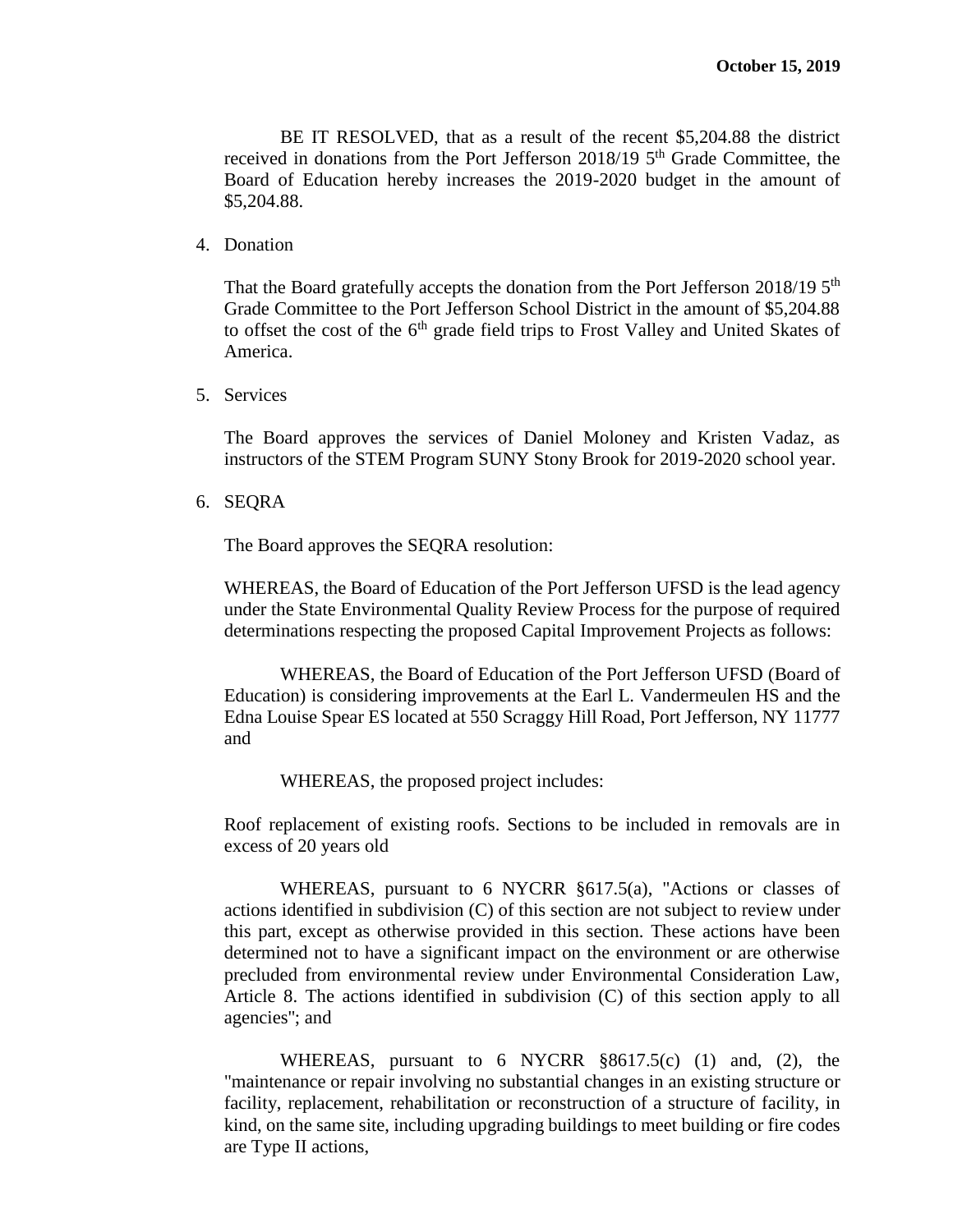BE IT RESOLVED, that as a result of the recent $5,204.88 the district received in donations from the Port Jefferson 2018/19 5th Grade Committee, the Board of Education hereby increases the 2019-2020 budget in the amount of $5,204.88.

4. Donation

   That the Board gratefully accepts the donation from the Port Jefferson 2018/19 5th Grade Committee to the Port Jefferson School District in the amount of $5,204.88 to offset the cost of the 6th grade field trips to Frost Valley and United Skates of America.

5. Services

   The Board approves the services of Daniel Moloney and Kristen Vadaz, as instructors of the STEM Program SUNY Stony Brook for 2019-2020 school year.

6. SEQRA

   The Board approves the SEQRA resolution:

   WHEREAS, the Board of Education of the Port Jefferson UFSD is the lead agency under the State Environmental Quality Review Process for the purpose of required determinations respecting the proposed Capital Improvement Projects as follows:

   WHEREAS, the Board of Education of the Port Jefferson UFSD (Board of Education) is considering improvements at the Earl L. Vandermeulen HS and the Edna Louise Spear ES located at 550 Scraggy Hill Road, Port Jefferson, NY 11777 and

   WHEREAS, the proposed project includes:

   Roof replacement of existing roofs. Sections to be included in removals are in excess of 20 years old

   WHEREAS, pursuant to 6 NYCRR §617.5(a), "Actions or classes of actions identified in subdivision (C) of this section are not subject to review under this part, except as otherwise provided in this section. These actions have been determined not to have a significant impact on the environment or are otherwise precluded from environmental review under Environmental Consideration Law, Article 8. The actions identified in subdivision (C) of this section apply to all agencies"; and

   WHEREAS, pursuant to 6 NYCRR §8617.5(c) (1) and, (2), the "maintenance or repair involving no substantial changes in an existing structure or facility, replacement, rehabilitation or reconstruction of a structure of facility, in kind, on the same site, including upgrading buildings to meet building or fire codes are Type II actions,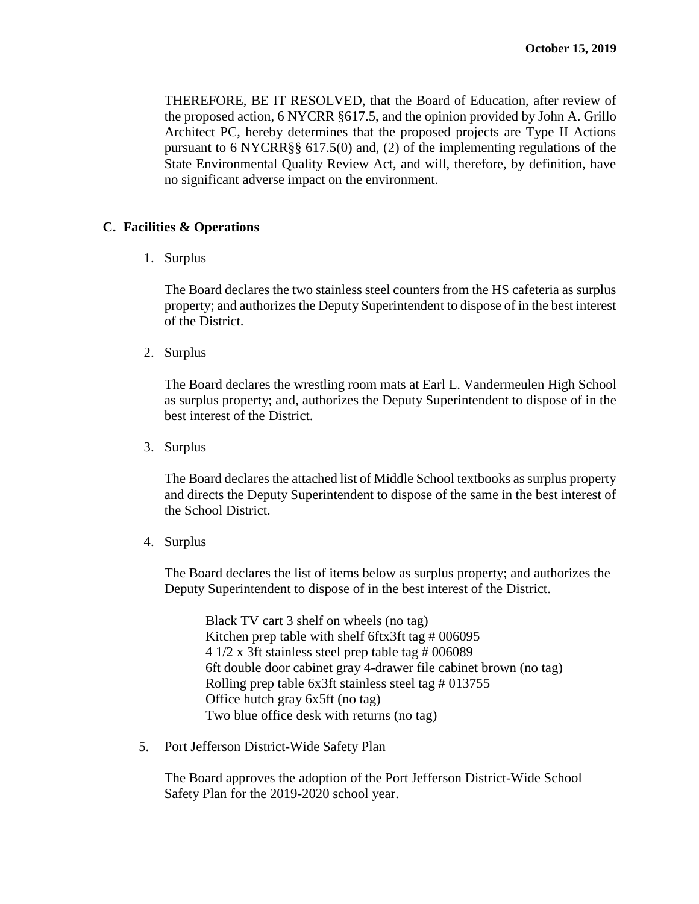THEREFORE, BE IT RESOLVED, that the Board of Education, after review of the proposed action, 6 NYCRR §617.5, and the opinion provided by John A. Grillo Architect PC, hereby determines that the proposed projects are Type II Actions pursuant to 6 NYCRR§§ 617.5(0) and, (2) of the implementing regulations of the State Environmental Quality Review Act, and will, therefore, by definition, have no significant adverse impact on the environment.

**C. Facilities & Operations**

1. Surplus

   The Board declares the two stainless steel counters from the HS cafeteria as surplus property; and authorizes the Deputy Superintendent to dispose of in the best interest of the District.

2. Surplus

   The Board declares the wrestling room mats at Earl L. Vandermeulen High School as surplus property; and, authorizes the Deputy Superintendent to dispose of in the best interest of the District.

3. Surplus

   The Board declares the attached list of Middle School textbooks as surplus property and directs the Deputy Superintendent to dispose of the same in the best interest of the School District.

4. Surplus

   The Board declares the list of items below as surplus property; and authorizes the Deputy Superintendent to dispose of in the best interest of the District.

   Black TV cart 3 shelf on wheels (no tag)
   Kitchen prep table with shelf 6ftx3ft tag # 006095
   4 1/2 x 3ft stainless steel prep table tag # 006089
   6ft double door cabinet gray 4-drawer file cabinet brown (no tag)
   Rolling prep table 6x3ft stainless steel tag # 013755
   Office hutch gray 6x5ft (no tag)
   Two blue office desk with returns (no tag)

5. Port Jefferson District-Wide Safety Plan

   The Board approves the adoption of the Port Jefferson District-Wide School Safety Plan for the 2019-2020 school year.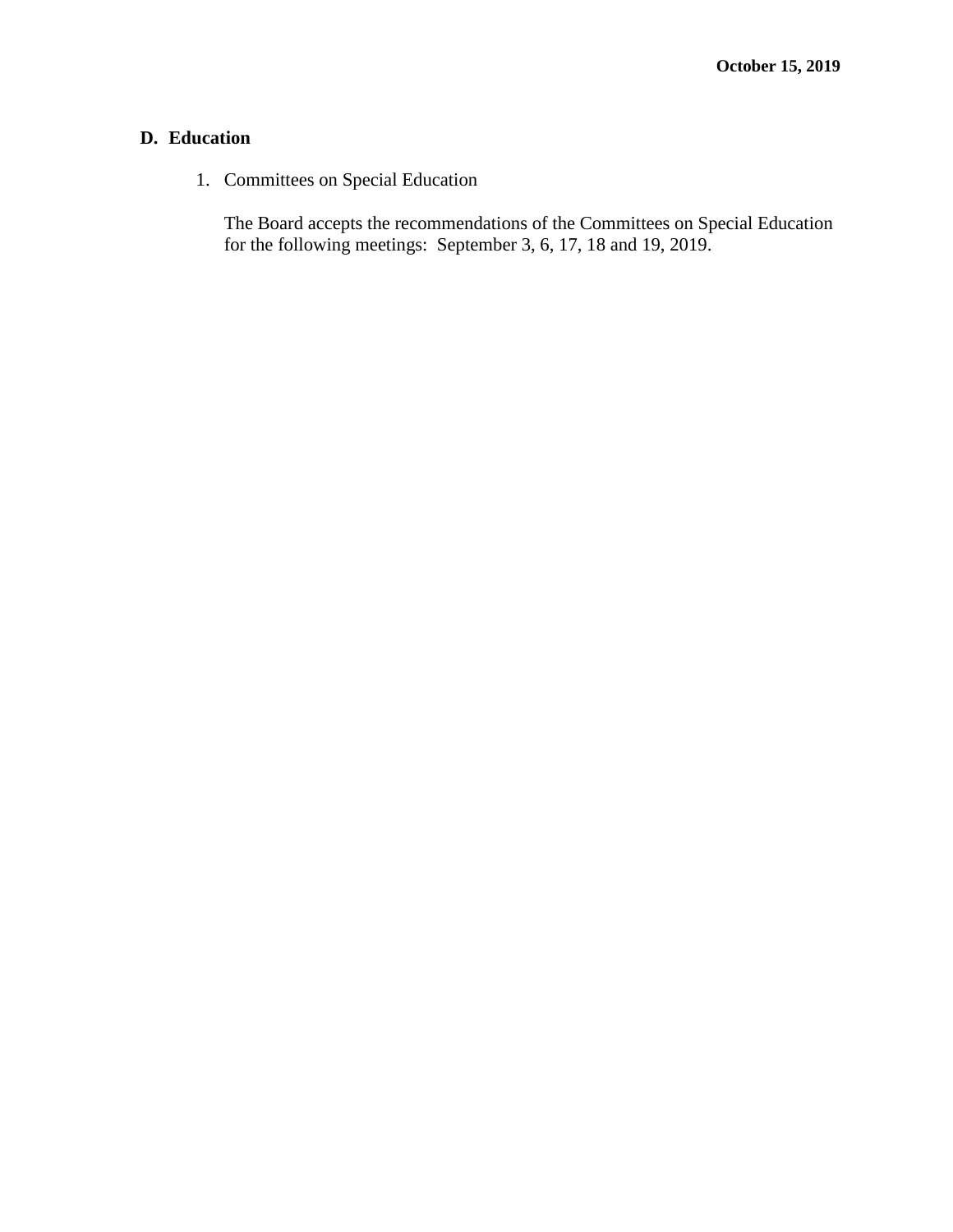October 15, 2019

## D. Education

1. Committees on Special Education

   The Board accepts the recommendations of the Committees on Special Education for the following meetings: September 3, 6, 17, 18 and 19, 2019.